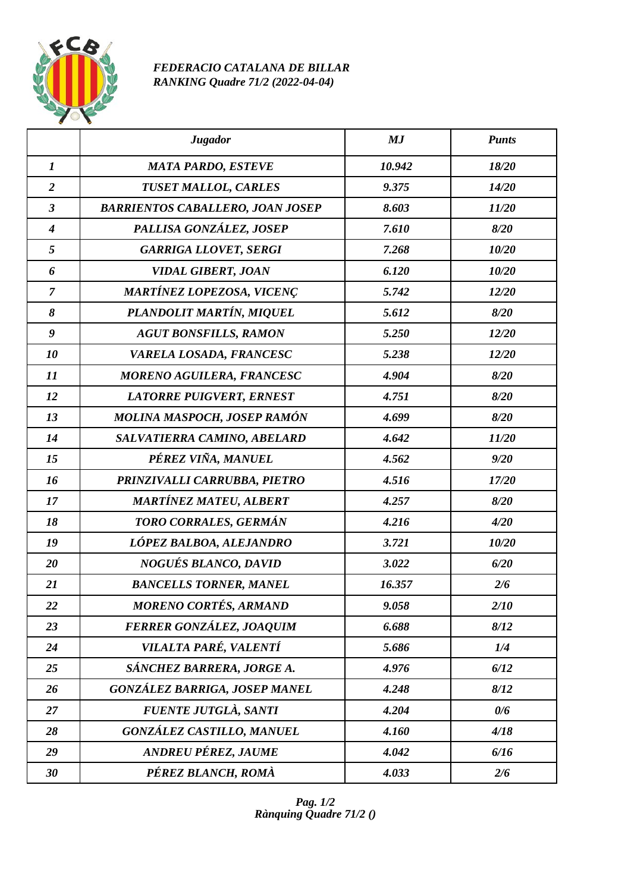*FEDERACIO CATALANA DE BILLAR*
*RANKING Quadre 71/2 (2022-04-04)*

| | *Jugador* | *MJ* | *Punts* |
|---|---|---|---|
| *1* | *MATA PARDO, ESTEVE* | *10.942* | *18/20* |
| *2* | *TUSET MALLOL, CARLES* | *9.375* | *14/20* |
| *3* | *BARRIENTOS CABALLERO, JOAN JOSEP* | *8.603* | *11/20* |
| *4* | *PALLISA GONZÁLEZ, JOSEP* | *7.610* | *8/20* |
| *5* | *GARRIGA LLOVET, SERGI* | *7.268* | *10/20* |
| *6* | *VIDAL GIBERT, JOAN* | *6.120* | *10/20* |
| *7* | *MARTÍNEZ LOPEZOSA, VICENÇ* | *5.742* | *12/20* |
| *8* | *PLANDOLIT MARTÍN, MIQUEL* | *5.612* | *8/20* |
| *9* | *AGUT BONSFILLS, RAMON* | *5.250* | *12/20* |
| *10* | *VARELA LOSADA, FRANCESC* | *5.238* | *12/20* |
| *11* | *MORENO AGUILERA, FRANCESC* | *4.904* | *8/20* |
| *12* | *LATORRE PUIGVERT, ERNEST* | *4.751* | *8/20* |
| *13* | *MOLINA MASPOCH, JOSEP RAMÓN* | *4.699* | *8/20* |
| *14* | *SALVATIERRA CAMINO, ABELARD* | *4.642* | *11/20* |
| *15* | *PÉREZ VIÑA, MANUEL* | *4.562* | *9/20* |
| *16* | *PRINZIVALLI CARRUBBA, PIETRO* | *4.516* | *17/20* |
| *17* | *MARTÍNEZ MATEU, ALBERT* | *4.257* | *8/20* |
| *18* | *TORO CORRALES, GERMÁN* | *4.216* | *4/20* |
| *19* | *LÓPEZ BALBOA, ALEJANDRO* | *3.721* | *10/20* |
| *20* | *NOGUÉS BLANCO, DAVID* | *3.022* | *6/20* |
| *21* | *BANCELLS TORNER, MANEL* | *16.357* | *2/6* |
| *22* | *MORENO CORTÉS, ARMAND* | *9.058* | *2/10* |
| *23* | *FERRER GONZÁLEZ, JOAQUIM* | *6.688* | *8/12* |
| *24* | *VILALTA PARÉ, VALENTÍ* | *5.686* | *1/4* |
| *25* | *SÁNCHEZ BARRERA, JORGE A.* | *4.976* | *6/12* |
| *26* | *GONZÁLEZ BARRIGA, JOSEP MANEL* | *4.248* | *8/12* |
| *27* | *FUENTE JUTGLÀ, SANTI* | *4.204* | *0/6* |
| *28* | *GONZÁLEZ CASTILLO, MANUEL* | *4.160* | *4/18* |
| *29* | *ANDREU PÉREZ, JAUME* | *4.042* | *6/16* |
| *30* | *PÉREZ BLANCH, ROMÀ* | *4.033* | *2/6* |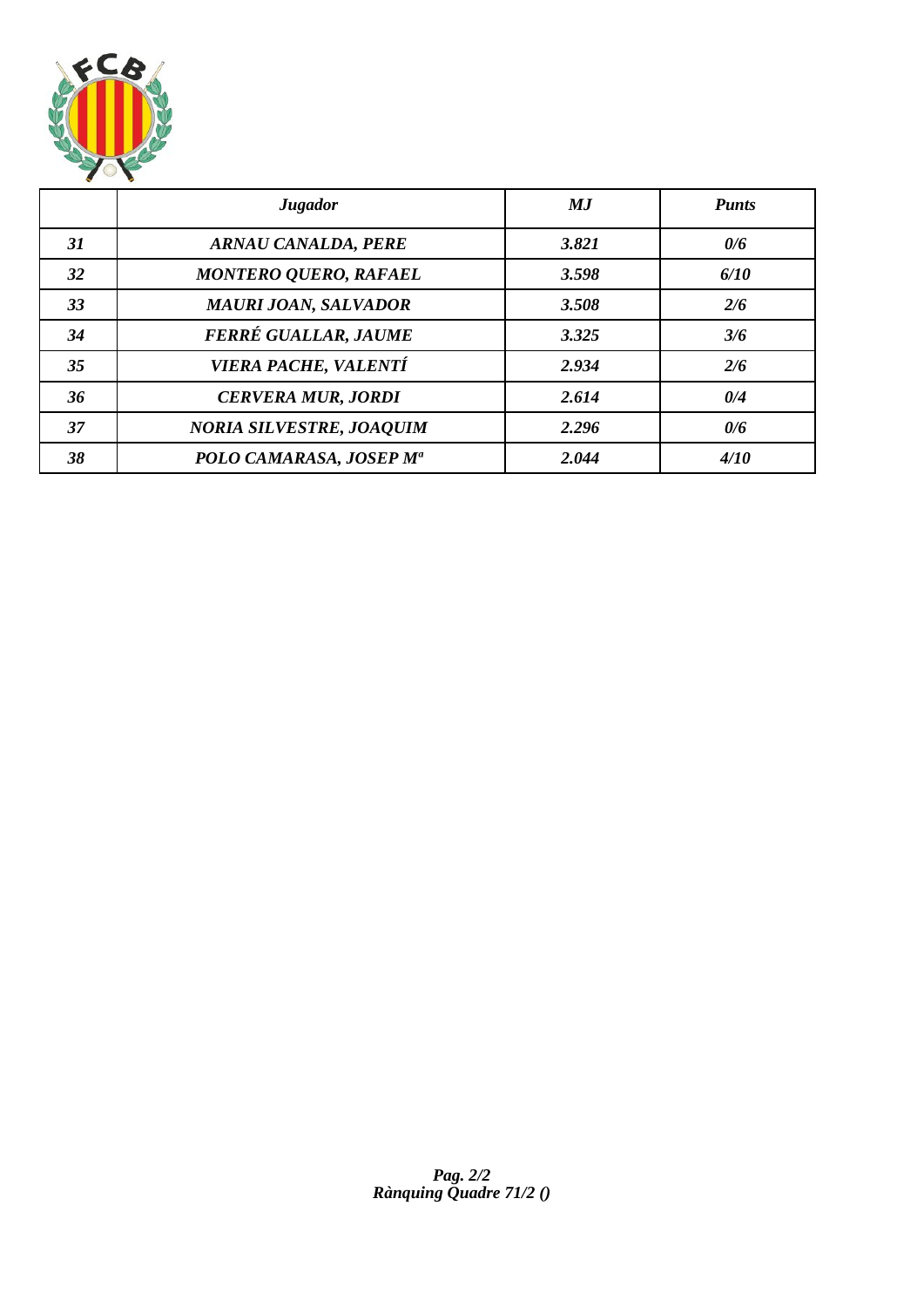| | Jugador | MJ | Punts |
|---|---|---|---|
| 31 | ARNAU CANALDA, PERE | 3.821 | 0/6 |
| 32 | MONTERO QUERO, RAFAEL | 3.598 | 6/10 |
| 33 | MAURI JOAN, SALVADOR | 3.508 | 2/6 |
| 34 | FERRÉ GUALLAR, JAUME | 3.325 | 3/6 |
| 35 | VIERA PACHE, VALENTÍ | 2.934 | 2/6 |
| 36 | CERVERA MUR, JORDI | 2.614 | 0/4 |
| 37 | NORIA SILVESTRE, JOAQUIM | 2.296 | 0/6 |
| 38 | POLO CAMARASA, JOSEP Mª | 2.044 | 4/10 |

*Rànquing Quadre 71/2 ()*